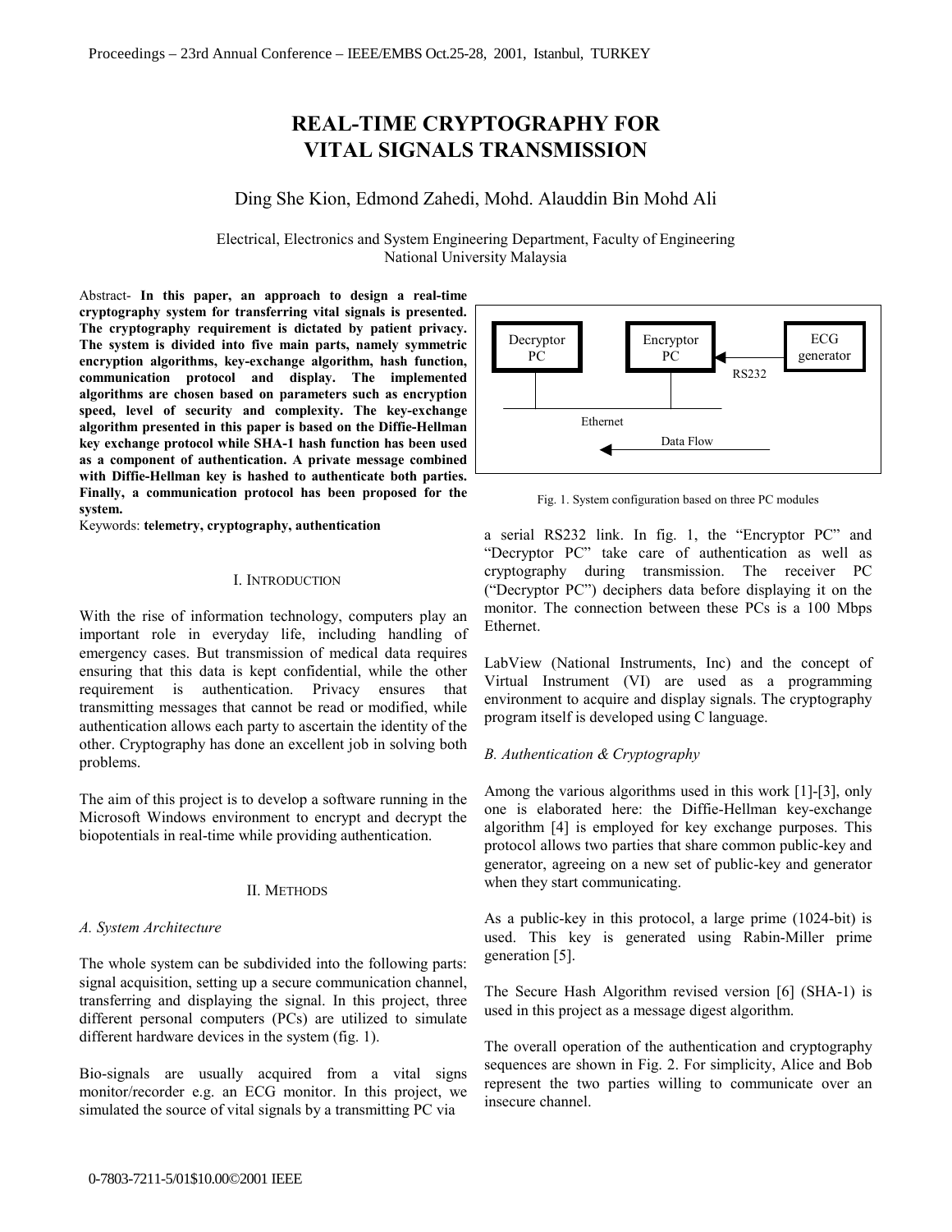# REAL-TIME CRYPTOGRAPHY FOR VITAL SIGNALS TRANSMISSION

Ding She Kion, Edmond Zahedi, Mohd. Alauddin Bin Mohd Ali

Electrical, Electronics and System Engineering Department, Faculty of Engineering
National University Malaysia

Abstract- **In this paper, an approach to design a real-time cryptography system for transferring vital signals is presented. The cryptography requirement is dictated by patient privacy. The system is divided into five main parts, namely symmetric encryption algorithms, key-exchange algorithm, hash function, communication protocol and display. The implemented algorithms are chosen based on parameters such as encryption speed, level of security and complexity. The key-exchange algorithm presented in this paper is based on the Diffie-Hellman key exchange protocol while SHA-1 hash function has been used as a component of authentication. A private message combined with Diffie-Hellman key is hashed to authenticate both parties. Finally, a communication protocol has been proposed for the system.**

Keywords: **telemetry, cryptography, authentication**

## I. Introduction

With the rise of information technology, computers play an important role in everyday life, including handling of emergency cases. But transmission of medical data requires ensuring that this data is kept confidential, while the other requirement is authentication. Privacy ensures that transmitting messages that cannot be read or modified, while authentication allows each party to ascertain the identity of the other. Cryptography has done an excellent job in solving both problems.

The aim of this project is to develop a software running in the Microsoft Windows environment to encrypt and decrypt the biopotentials in real-time while providing authentication.

## II. Methods

### *A. System Architecture*

The whole system can be subdivided into the following parts: signal acquisition, setting up a secure communication channel, transferring and displaying the signal. In this project, three different personal computers (PCs) are utilized to simulate different hardware devices in the system (fig. 1).

Bio-signals are usually acquired from a vital signs monitor/recorder e.g. an ECG monitor. In this project, we simulated the source of vital signals by a transmitting PC via a serial RS232 link. In fig. 1, the "Encryptor PC" and "Decryptor PC" take care of authentication as well as cryptography during transmission. The receiver PC ("Decryptor PC") deciphers data before displaying it on the monitor. The connection between these PCs is a 100 Mbps Ethernet.

Decryptor PC

Encryptor PC

ECG generator

RS232

Ethernet

Data Flow

Fig. 1. System configuration based on three PC modules

LabView (National Instruments, Inc) and the concept of Virtual Instrument (VI) are used as a programming environment to acquire and display signals. The cryptography program itself is developed using C language.

### *B. Authentication & Cryptography*

Among the various algorithms used in this work [1]-[3], only one is elaborated here: the Diffie-Hellman key-exchange algorithm [4] is employed for key exchange purposes. This protocol allows two parties that share common public-key and generator, agreeing on a new set of public-key and generator when they start communicating.

As a public-key in this protocol, a large prime (1024-bit) is used. This key is generated using Rabin-Miller prime generation [5].

The Secure Hash Algorithm revised version [6] (SHA-1) is used in this project as a message digest algorithm.

The overall operation of the authentication and cryptography sequences are shown in Fig. 2. For simplicity, Alice and Bob represent the two parties willing to communicate over an insecure channel.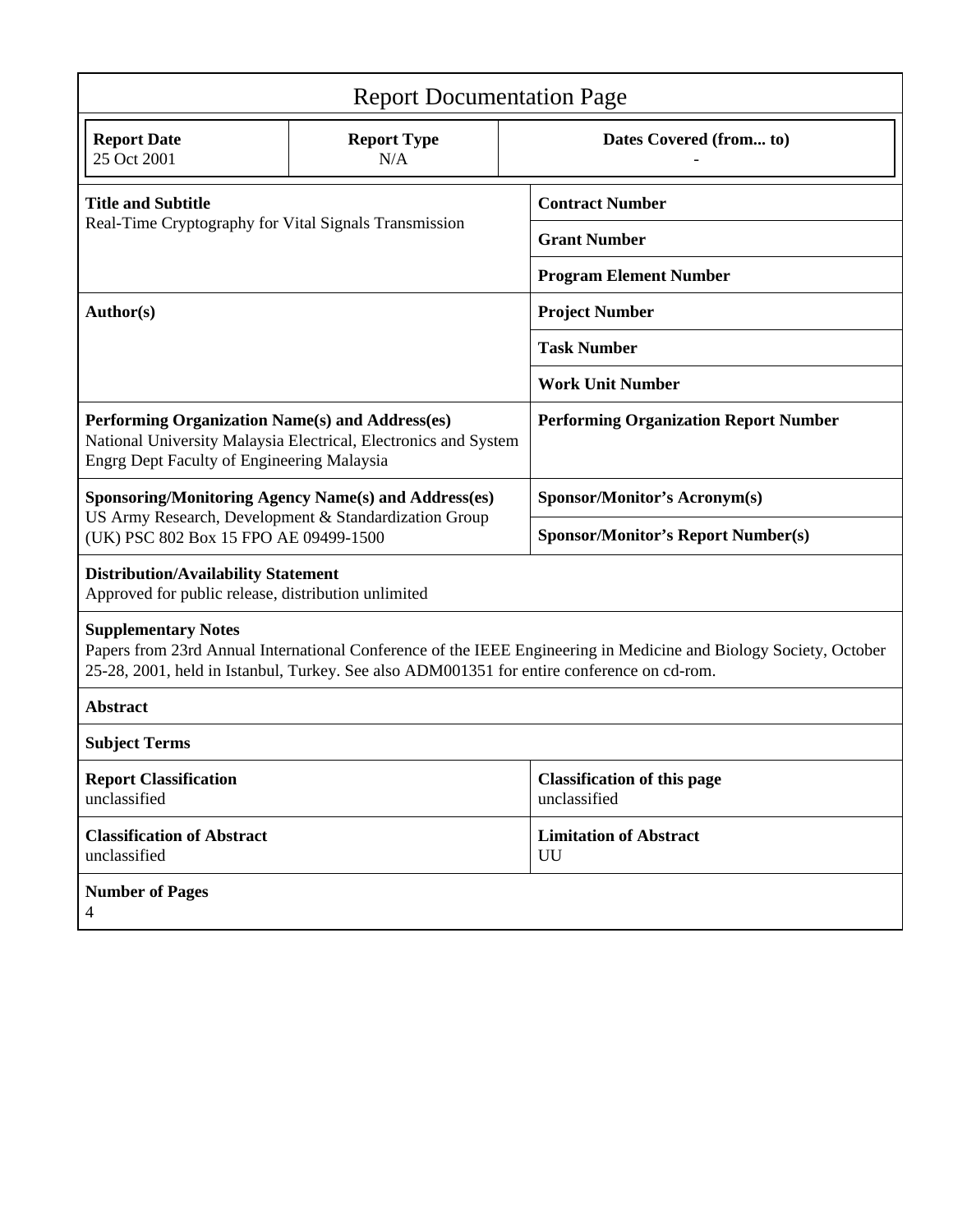# Report Documentation Page

| Report Date | Report Type | Dates Covered (from... to) |
|---|---|---|
| 25 Oct 2001 | N/A | - |

| | |
|---|---|
| **Title and Subtitle**<br>Real-Time Cryptography for Vital Signals Transmission | **Contract Number** |
| | **Grant Number** |
| | **Program Element Number** |
| **Author(s)** | **Project Number** |
| | **Task Number** |
| | **Work Unit Number** |
| **Performing Organization Name(s) and Address(es)**<br>National University Malaysia Electrical, Electronics and System Engrg Dept Faculty of Engineering Malaysia | **Performing Organization Report Number** |
| **Sponsoring/Monitoring Agency Name(s) and Address(es)**<br>US Army Research, Development & Standardization Group (UK) PSC 802 Box 15 FPO AE 09499-1500 | **Sponsor/Monitor's Acronym(s)** |
| | **Sponsor/Monitor's Report Number(s)** |

**Distribution/Availability Statement**
Approved for public release, distribution unlimited

**Supplementary Notes**
Papers from 23rd Annual International Conference of the IEEE Engineering in Medicine and Biology Society, October 25-28, 2001, held in Istanbul, Turkey. See also ADM001351 for entire conference on cd-rom.

**Abstract**

**Subject Terms**

| | |
|---|---|
| **Report Classification**<br>unclassified | **Classification of this page**<br>unclassified |
| **Classification of Abstract**<br>unclassified | **Limitation of Abstract**<br>UU |

**Number of Pages**
4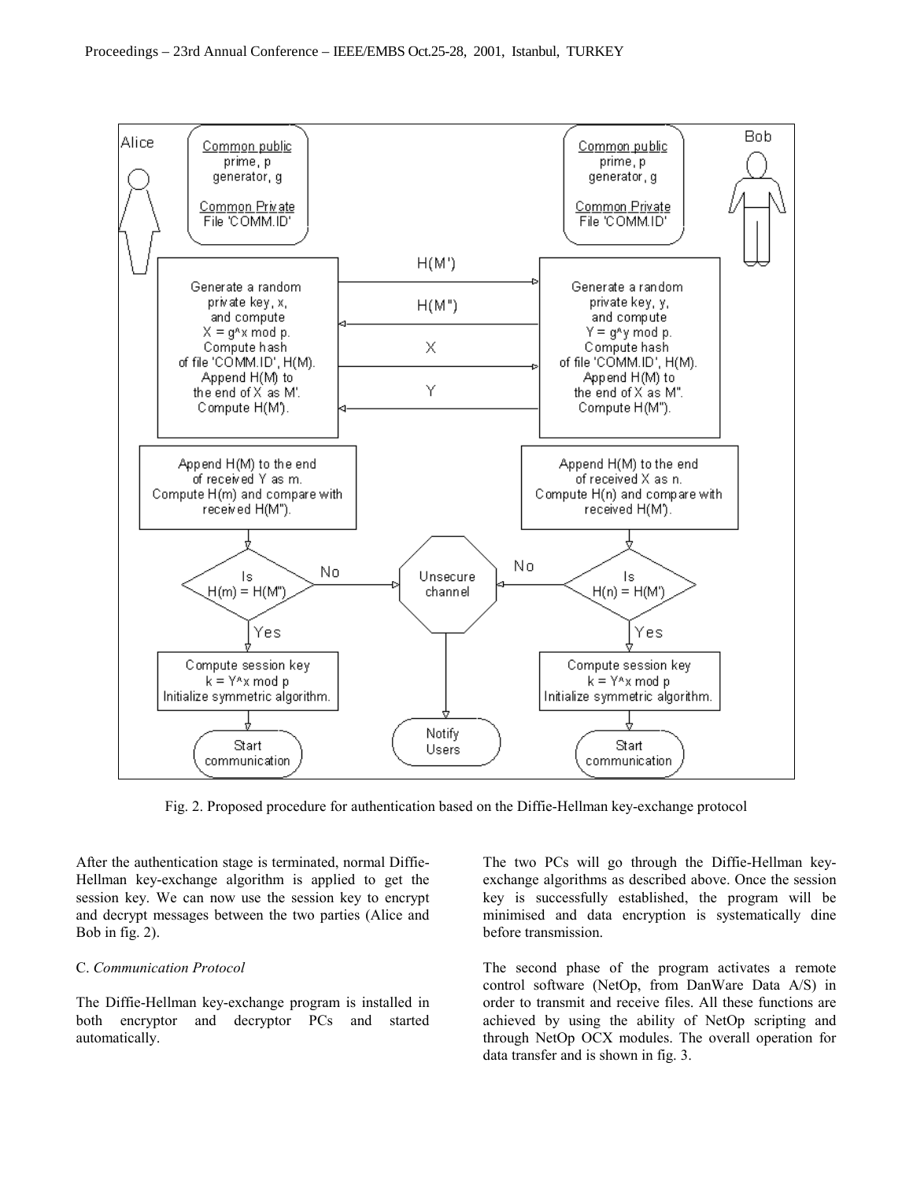Alice

Common public
prime, p
generator, g

Common Private
File 'COMM.ID'

Bob

Common public
prime, p
generator, g

Common Private
File 'COMM.ID'

Generate a random private key, x, and compute $X = g^x \bmod p$. Compute hash of file 'COMM.ID', H(M). Append H(M) to the end of X as M'. Compute H(M').

H(M')

H(M")

X

Y

Generate a random private key, y, and compute $Y = g^y \bmod p$. Compute hash of file 'COMM.ID', H(M). Append H(M) to the end of X as M". Compute H(M").

Append H(M) to the end of received Y as m. Compute H(m) and compare with received H(M").

Append H(M) to the end of received X as n. Compute H(n) and compare with received H(M').

Is H(m) = H(M")

No

Unsecure channel

No

Is H(n) = H(M')

Yes

Yes

Compute session key $k = Y^x \bmod p$ Initialize symmetric algorithm.

Notify Users

Compute session key $k = Y^x \bmod p$ Initialize symmetric algorithm.

Start communication

Start communication

Fig. 2. Proposed procedure for authentication based on the Diffie-Hellman key-exchange protocol

After the authentication stage is terminated, normal Diffie-Hellman key-exchange algorithm is applied to get the session key. We can now use the session key to encrypt and decrypt messages between the two parties (Alice and Bob in fig. 2).

### C. *Communication Protocol*

The Diffie-Hellman key-exchange program is installed in both encryptor and decryptor PCs and started automatically.

The two PCs will go through the Diffie-Hellman key-exchange algorithms as described above. Once the session key is successfully established, the program will be minimised and data encryption is systematically dine before transmission.

The second phase of the program activates a remote control software (NetOp, from DanWare Data A/S) in order to transmit and receive files. All these functions are achieved by using the ability of NetOp scripting and through NetOp OCX modules. The overall operation for data transfer and is shown in fig. 3.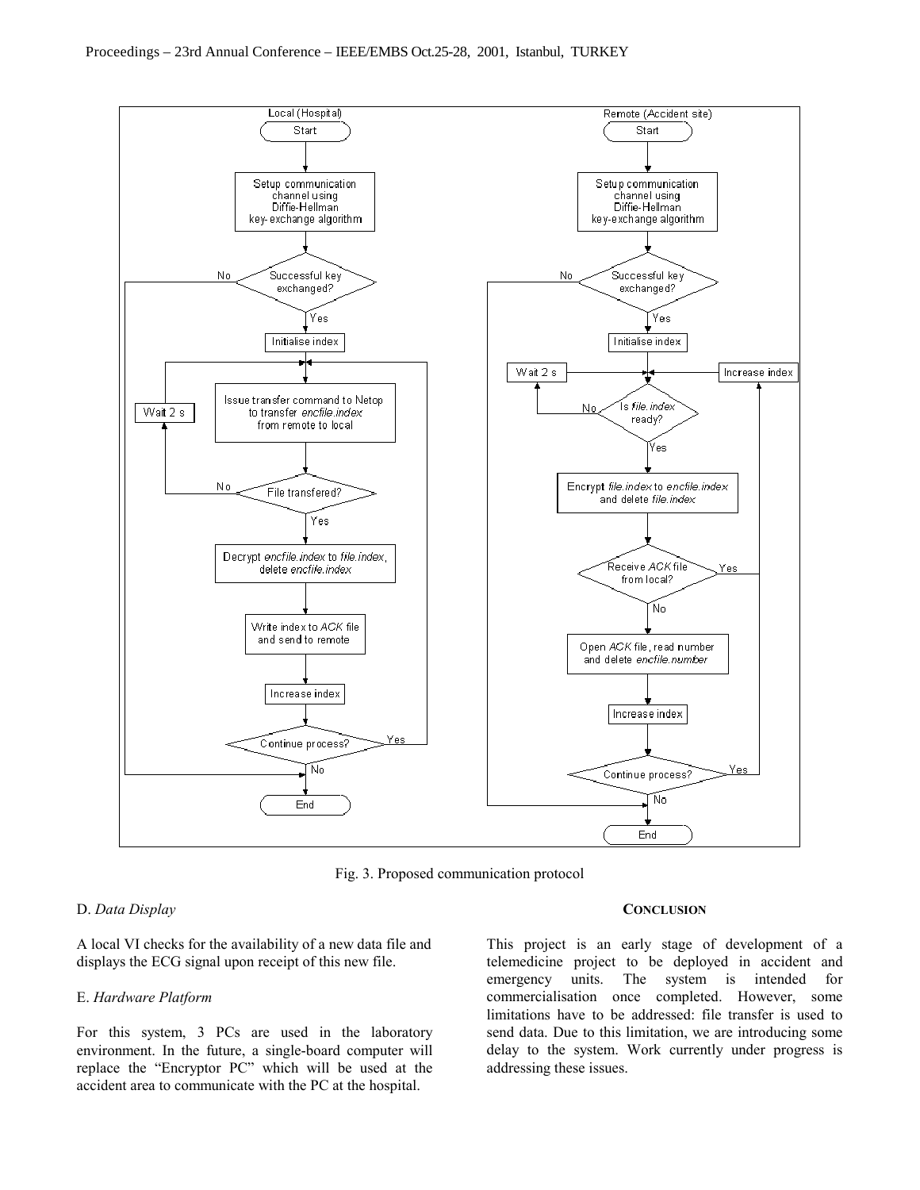Local (Hospital)

Start

Setup communication channel using Diffie-Hellman key-exchange algorithm

Successful key exchanged?

No

Yes

Initialise index

Issue transfer command to Netop to transfer *encfile.index* from remote to local

Wait 2 s

File transfered?

No

Yes

Decrypt *encfile.index* to *file.index*, delete *encfile.index*

Write index to *ACK* file and send to remote

Increase index

Continue process?

Yes

No

End

Remote (Accident site)

Start

Setup communication channel using Diffie-Hellman key-exchange algorithm

Successful key exchanged?

No

Yes

Initialise index

Wait 2 s

Increase index

Is *file.index* ready?

No

Yes

Encrypt *file.index* to *encfile.index* and delete *file.index*

Receive *ACK* file from local?

Yes

No

Open *ACK* file, read number and delete *encfile.number*

Increase index

Continue process?

Yes

No

End

Fig. 3. Proposed communication protocol

D. *Data Display*

A local VI checks for the availability of a new data file and displays the ECG signal upon receipt of this new file.

E. *Hardware Platform*

For this system, 3 PCs are used in the laboratory environment. In the future, a single-board computer will replace the "Encryptor PC" which will be used at the accident area to communicate with the PC at the hospital.

## CONCLUSION

This project is an early stage of development of a telemedicine project to be deployed in accident and emergency units. The system is intended for commercialisation once completed. However, some limitations have to be addressed: file transfer is used to send data. Due to this limitation, we are introducing some delay to the system. Work currently under progress is addressing these issues.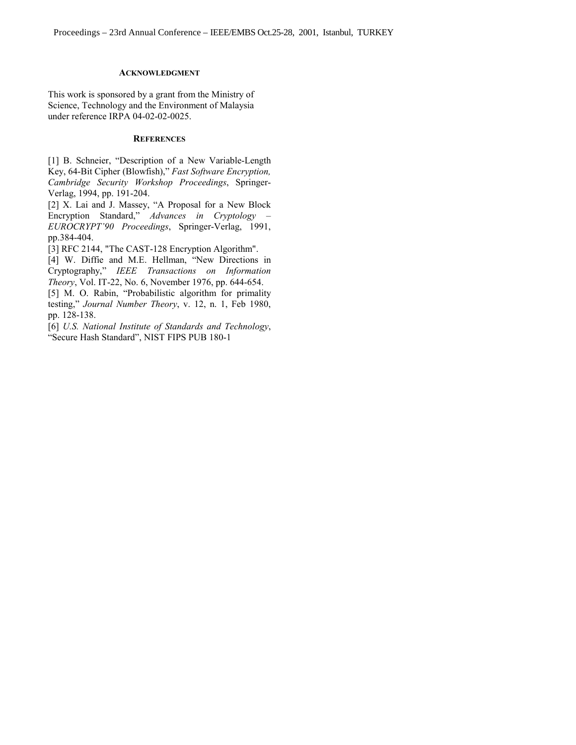## ACKNOWLEDGMENT

This work is sponsored by a grant from the Ministry of Science, Technology and the Environment of Malaysia under reference IRPA 04-02-02-0025.

## REFERENCES

[1] B. Schneier, "Description of a New Variable-Length Key, 64-Bit Cipher (Blowfish)," *Fast Software Encryption, Cambridge Security Workshop Proceedings*, Springer-Verlag, 1994, pp. 191-204.

[2] X. Lai and J. Massey, "A Proposal for a New Block Encryption Standard," *Advances in Cryptology – EUROCRYPT'90 Proceedings*, Springer-Verlag, 1991, pp.384-404.

[3] RFC 2144, "The CAST-128 Encryption Algorithm".

[4] W. Diffie and M.E. Hellman, "New Directions in Cryptography," *IEEE Transactions on Information Theory*, Vol. IT-22, No. 6, November 1976, pp. 644-654.

[5] M. O. Rabin, "Probabilistic algorithm for primality testing," *Journal Number Theory*, v. 12, n. 1, Feb 1980, pp. 128-138.

[6] *U.S. National Institute of Standards and Technology*, "Secure Hash Standard", NIST FIPS PUB 180-1